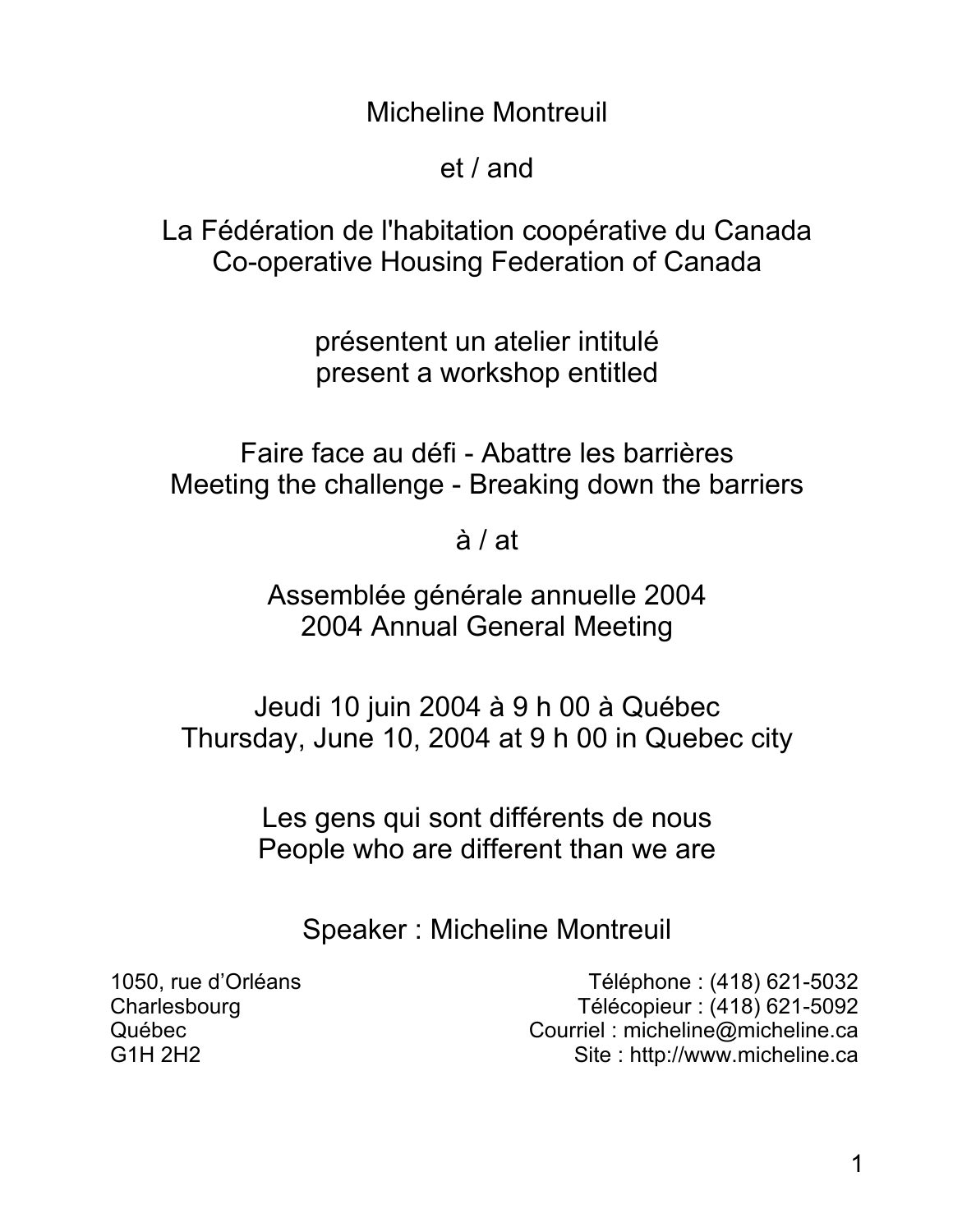Micheline Montreuil

et / and

La Fédération de l'habitation coopérative du Canada
Co-operative Housing Federation of Canada

présentent un atelier intitulé
present a workshop entitled

# Faire face au défi - Abattre les barrières
# Meeting the challenge - Breaking down the barriers

à / at

Assemblée générale annuelle 2004
2004 Annual General Meeting

Jeudi 10 juin 2004 à 9 h 00 à Québec
Thursday, June 10, 2004 at 9 h 00 in Quebec city

Les gens qui sont différents de nous
People who are different than we are

Speaker : Micheline Montreuil

1050, rue d'Orléans
Charlesbourg
Québec
G1H 2H2

Téléphone : (418) 621-5032
Télécopieur : (418) 621-5092
Courriel : micheline@micheline.ca
Site : http://www.micheline.ca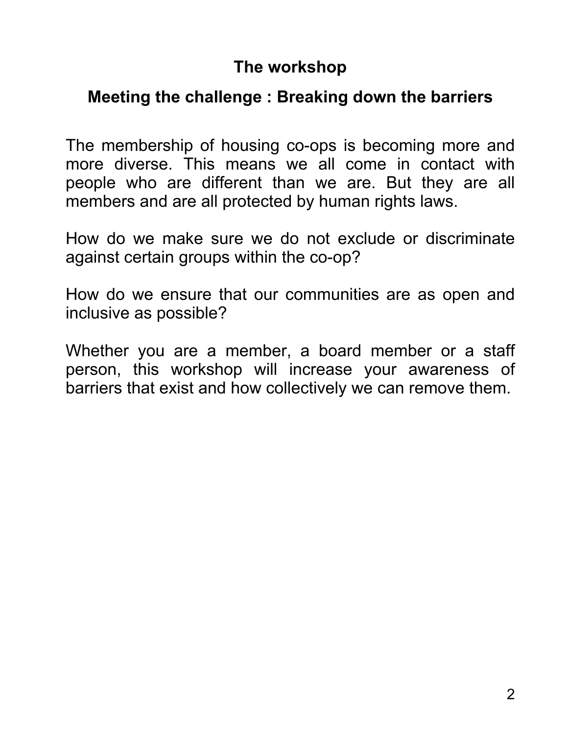## The workshop

## Meeting the challenge : Breaking down the barriers

The membership of housing co-ops is becoming more and more diverse. This means we all come in contact with people who are different than we are. But they are all members and are all protected by human rights laws.

How do we make sure we do not exclude or discriminate against certain groups within the co-op?

How do we ensure that our communities are as open and inclusive as possible?

Whether you are a member, a board member or a staff person, this workshop will increase your awareness of barriers that exist and how collectively we can remove them.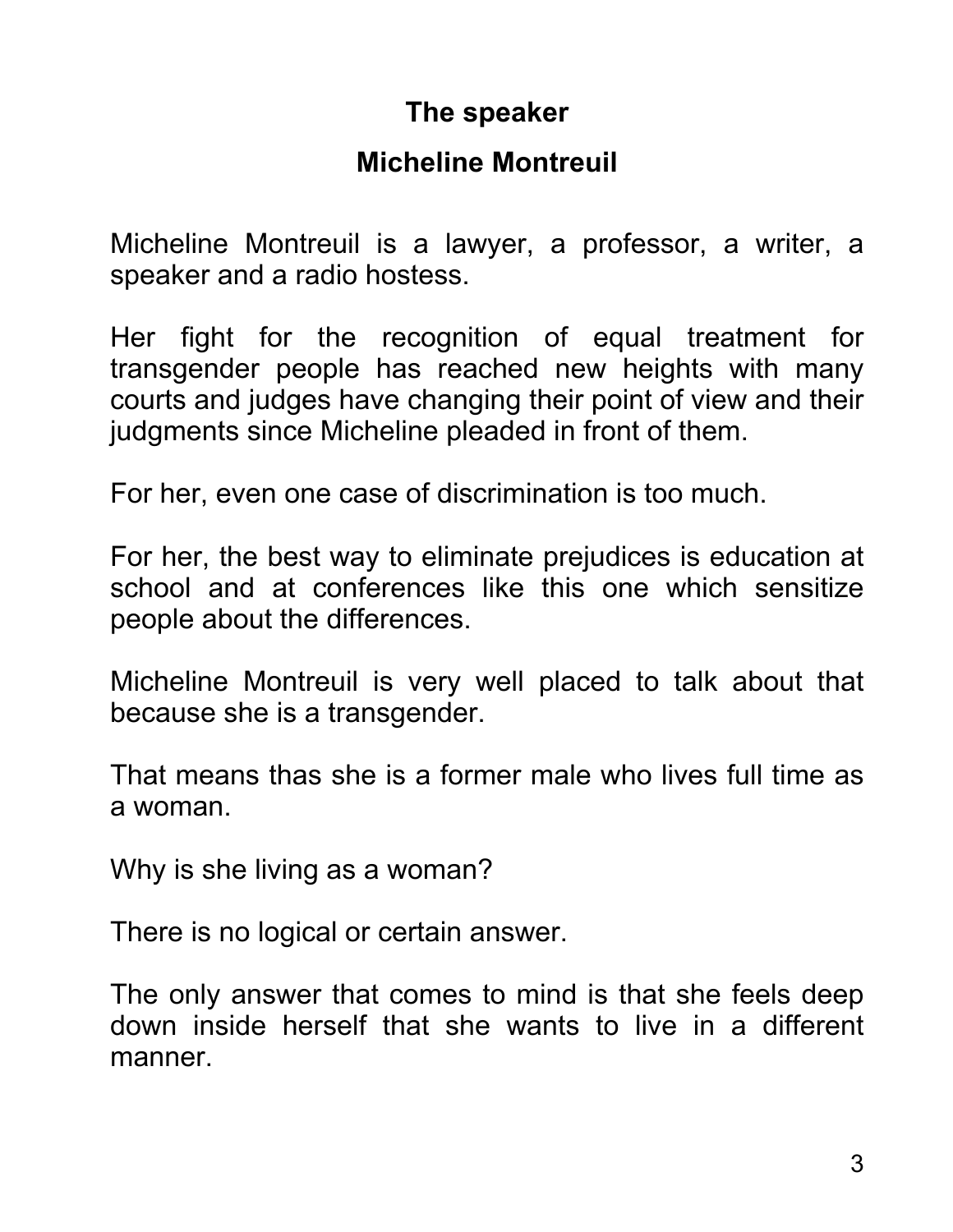## The speaker

## Micheline Montreuil

Micheline Montreuil is a lawyer, a professor, a writer, a speaker and a radio hostess.

Her fight for the recognition of equal treatment for transgender people has reached new heights with many courts and judges have changing their point of view and their judgments since Micheline pleaded in front of them.

For her, even one case of discrimination is too much.

For her, the best way to eliminate prejudices is education at school and at conferences like this one which sensitize people about the differences.

Micheline Montreuil is very well placed to talk about that because she is a transgender.

That means thas she is a former male who lives full time as a woman.

Why is she living as a woman?

There is no logical or certain answer.

The only answer that comes to mind is that she feels deep down inside herself that she wants to live in a different manner.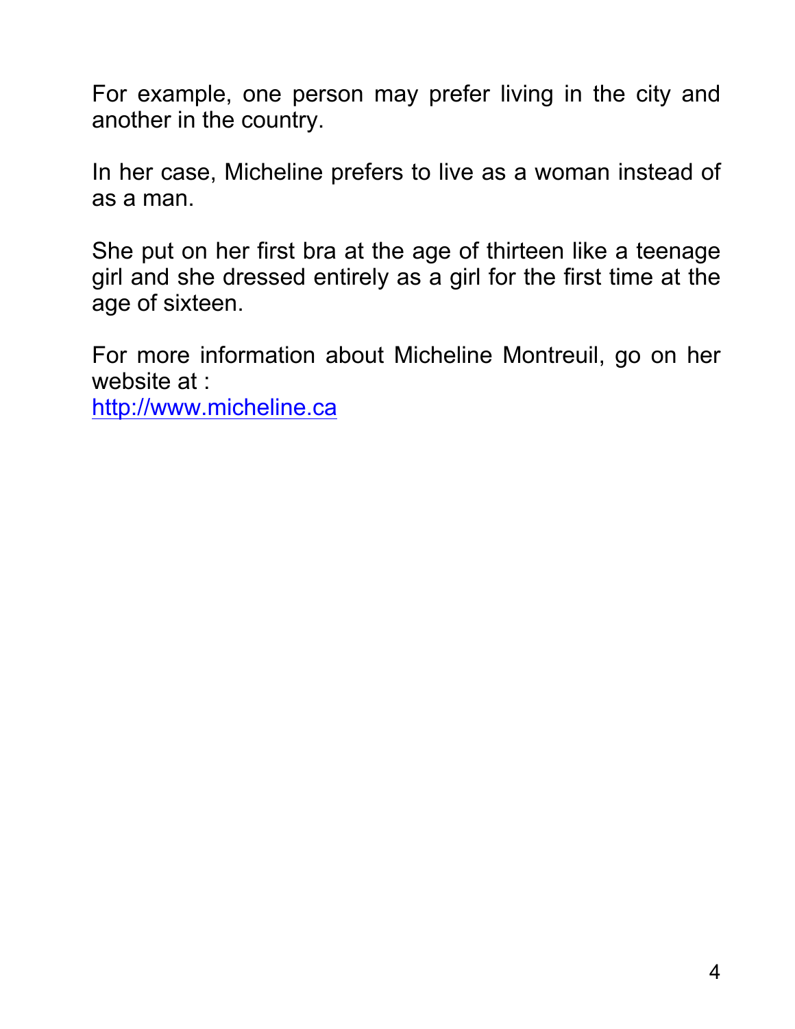For example, one person may prefer living in the city and another in the country.

In her case, Micheline prefers to live as a woman instead of as a man.

She put on her first bra at the age of thirteen like a teenage girl and she dressed entirely as a girl for the first time at the age of sixteen.

For more information about Micheline Montreuil, go on her website at :
[http://www.micheline.ca](http://www.micheline.ca)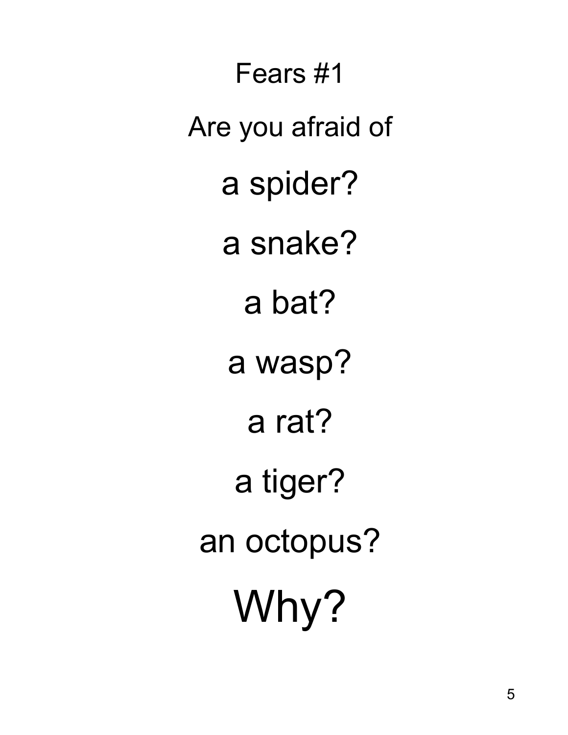# Fears #1

Are you afraid of

a spider?

a snake?

a bat?

a wasp?

a rat?

a tiger?

an octopus?

Why?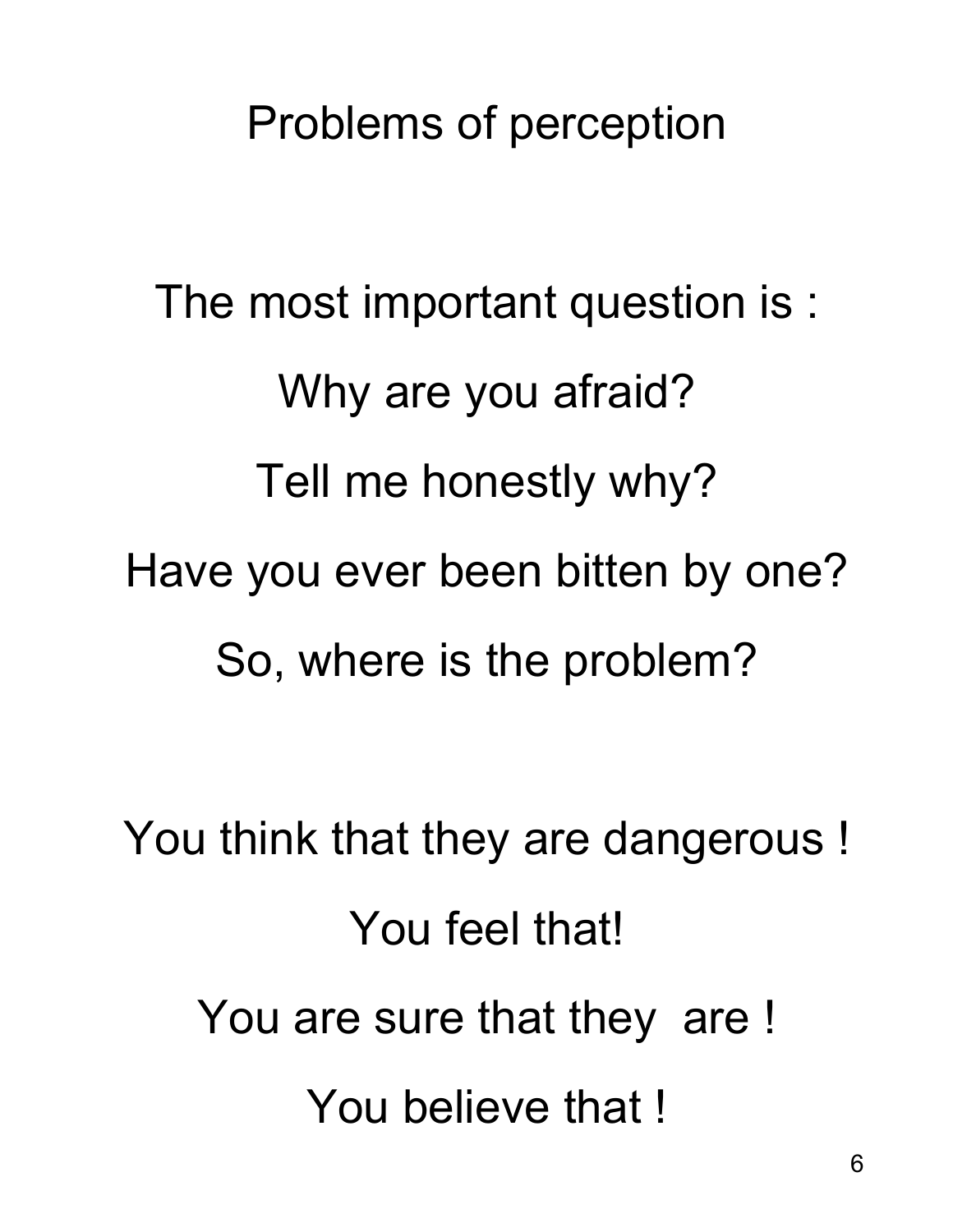# Problems of perception

The most important question is :

Why are you afraid?

Tell me honestly why?

Have you ever been bitten by one?

So, where is the problem?

You think that they are dangerous !

You feel that!

You are sure that they are !

You believe that !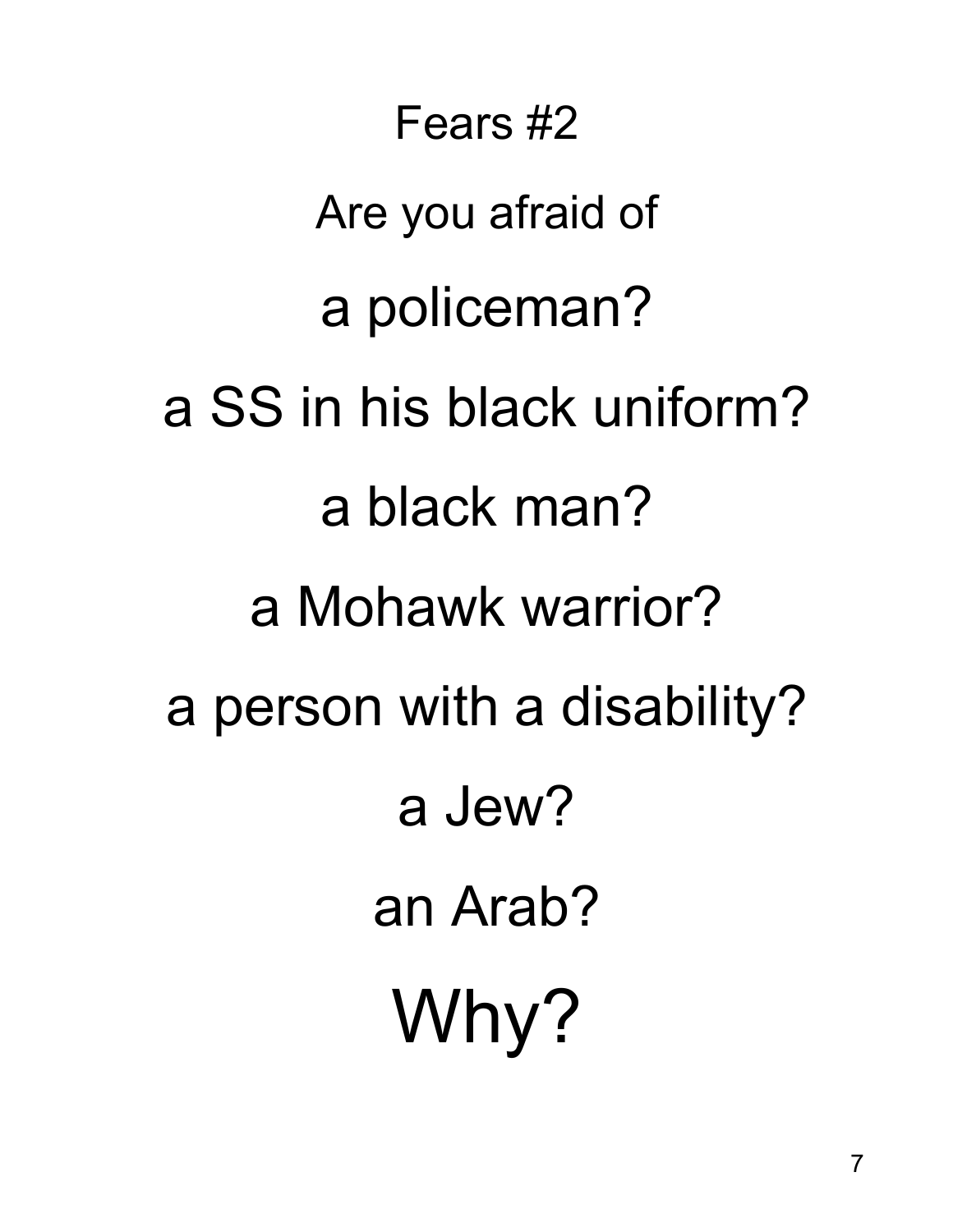# Fears #2

Are you afraid of

a policeman?

a SS in his black uniform?

a black man?

a Mohawk warrior?

a person with a disability?

a Jew?

an Arab?

Why?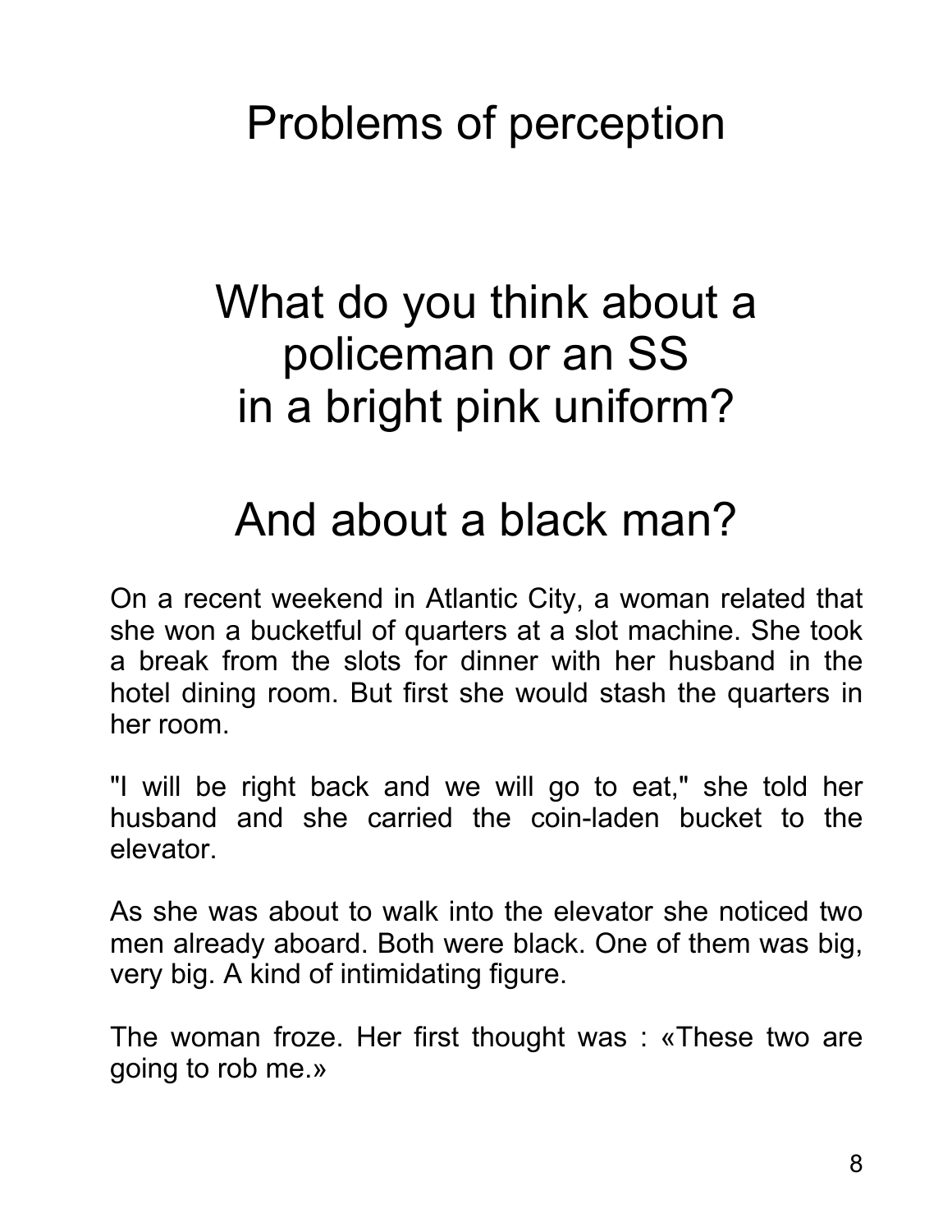# Problems of perception

## What do you think about a policeman or an SS in a bright pink uniform?

## And about a black man?

On a recent weekend in Atlantic City, a woman related that she won a bucketful of quarters at a slot machine. She took a break from the slots for dinner with her husband in the hotel dining room. But first she would stash the quarters in her room.

"I will be right back and we will go to eat," she told her husband and she carried the coin-laden bucket to the elevator.

As she was about to walk into the elevator she noticed two men already aboard. Both were black. One of them was big, very big. A kind of intimidating figure.

The woman froze. Her first thought was : «These two are going to rob me.»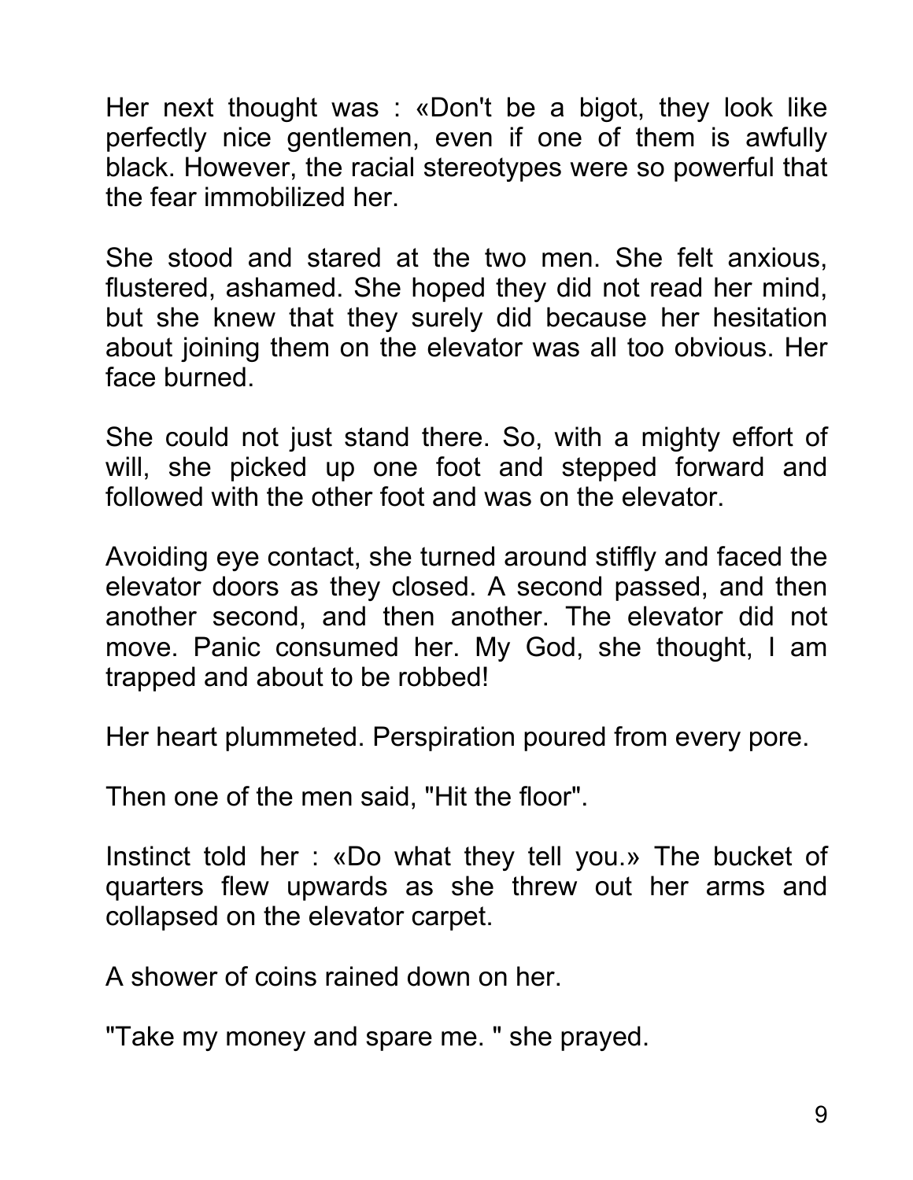Her next thought was : «Don't be a bigot, they look like perfectly nice gentlemen, even if one of them is awfully black. However, the racial stereotypes were so powerful that the fear immobilized her.

She stood and stared at the two men. She felt anxious, flustered, ashamed. She hoped they did not read her mind, but she knew that they surely did because her hesitation about joining them on the elevator was all too obvious. Her face burned.

She could not just stand there. So, with a mighty effort of will, she picked up one foot and stepped forward and followed with the other foot and was on the elevator.

Avoiding eye contact, she turned around stiffly and faced the elevator doors as they closed. A second passed, and then another second, and then another. The elevator did not move. Panic consumed her. My God, she thought, I am trapped and about to be robbed!

Her heart plummeted. Perspiration poured from every pore.

Then one of the men said, "Hit the floor".

Instinct told her : «Do what they tell you.» The bucket of quarters flew upwards as she threw out her arms and collapsed on the elevator carpet.

A shower of coins rained down on her.

"Take my money and spare me. " she prayed.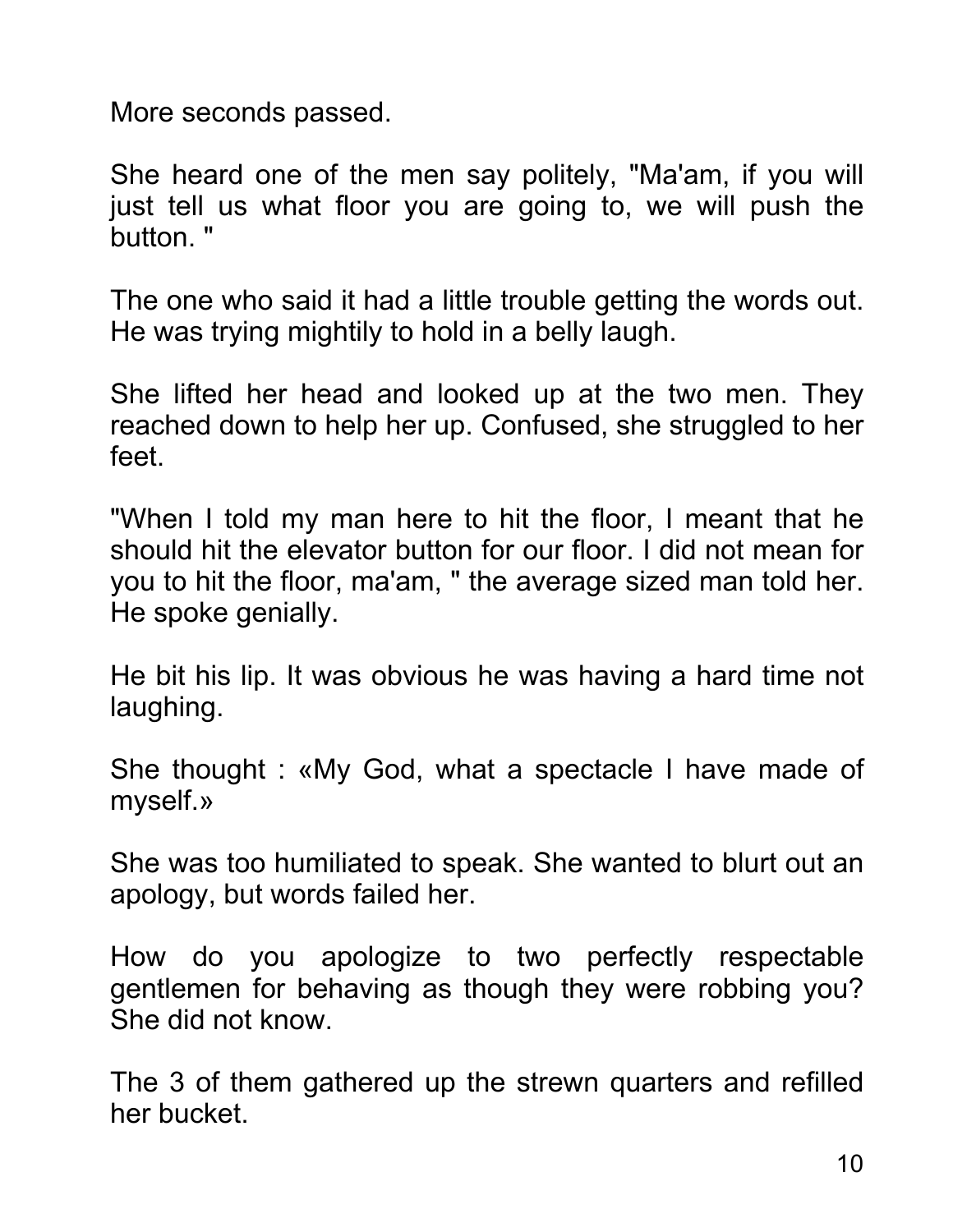More seconds passed.

She heard one of the men say politely, "Ma'am, if you will just tell us what floor you are going to, we will push the button. "

The one who said it had a little trouble getting the words out. He was trying mightily to hold in a belly laugh.

She lifted her head and looked up at the two men. They reached down to help her up. Confused, she struggled to her feet.

"When I told my man here to hit the floor, I meant that he should hit the elevator button for our floor. I did not mean for you to hit the floor, ma'am, " the average sized man told her. He spoke genially.

He bit his lip. It was obvious he was having a hard time not laughing.

She thought : «My God, what a spectacle I have made of myself.»

She was too humiliated to speak. She wanted to blurt out an apology, but words failed her.

How do you apologize to two perfectly respectable gentlemen for behaving as though they were robbing you? She did not know.

The 3 of them gathered up the strewn quarters and refilled her bucket.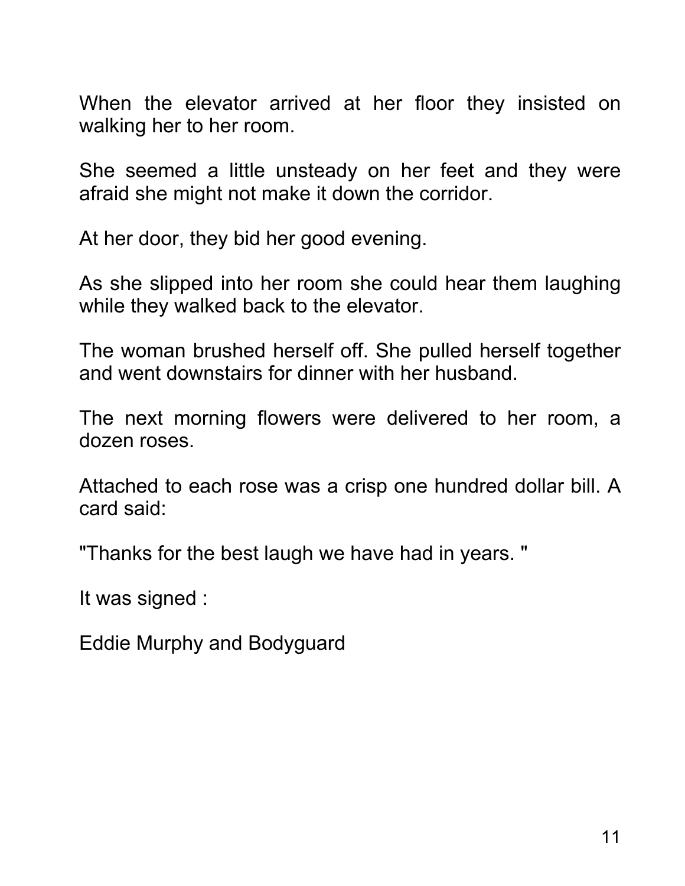When the elevator arrived at her floor they insisted on walking her to her room.

She seemed a little unsteady on her feet and they were afraid she might not make it down the corridor.

At her door, they bid her good evening.

As she slipped into her room she could hear them laughing while they walked back to the elevator.

The woman brushed herself off. She pulled herself together and went downstairs for dinner with her husband.

The next morning flowers were delivered to her room, a dozen roses.

Attached to each rose was a crisp one hundred dollar bill. A card said:

"Thanks for the best laugh we have had in years. "

It was signed :

Eddie Murphy and Bodyguard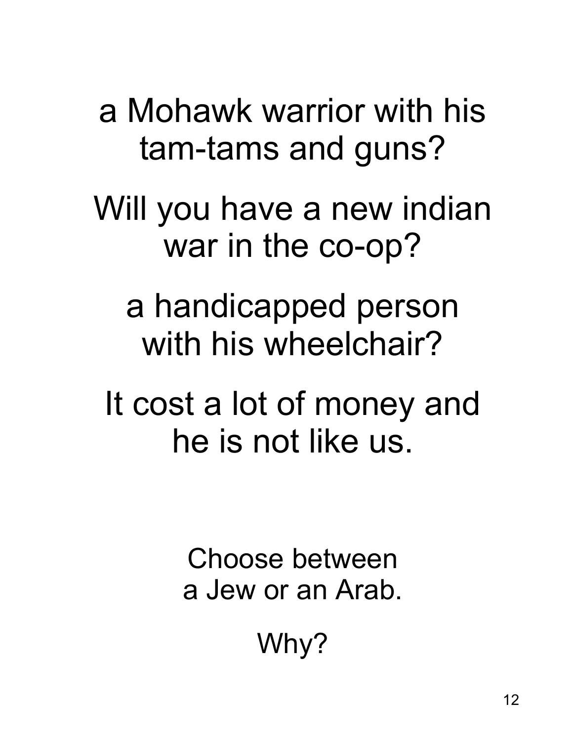a Mohawk warrior with his tam-tams and guns?

Will you have a new indian war in the co-op?

a handicapped person with his wheelchair?

It cost a lot of money and he is not like us.

Choose between
a Jew or an Arab.

Why?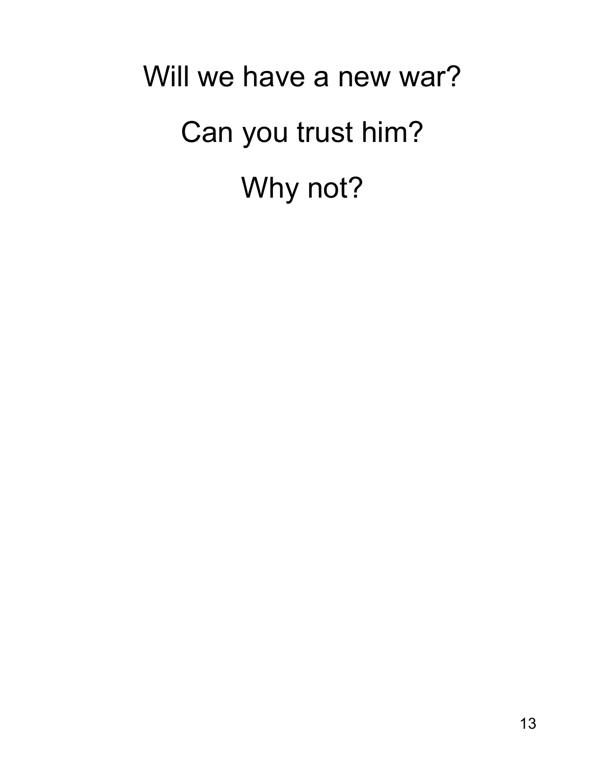Will we have a new war?

Can you trust him?

Why not?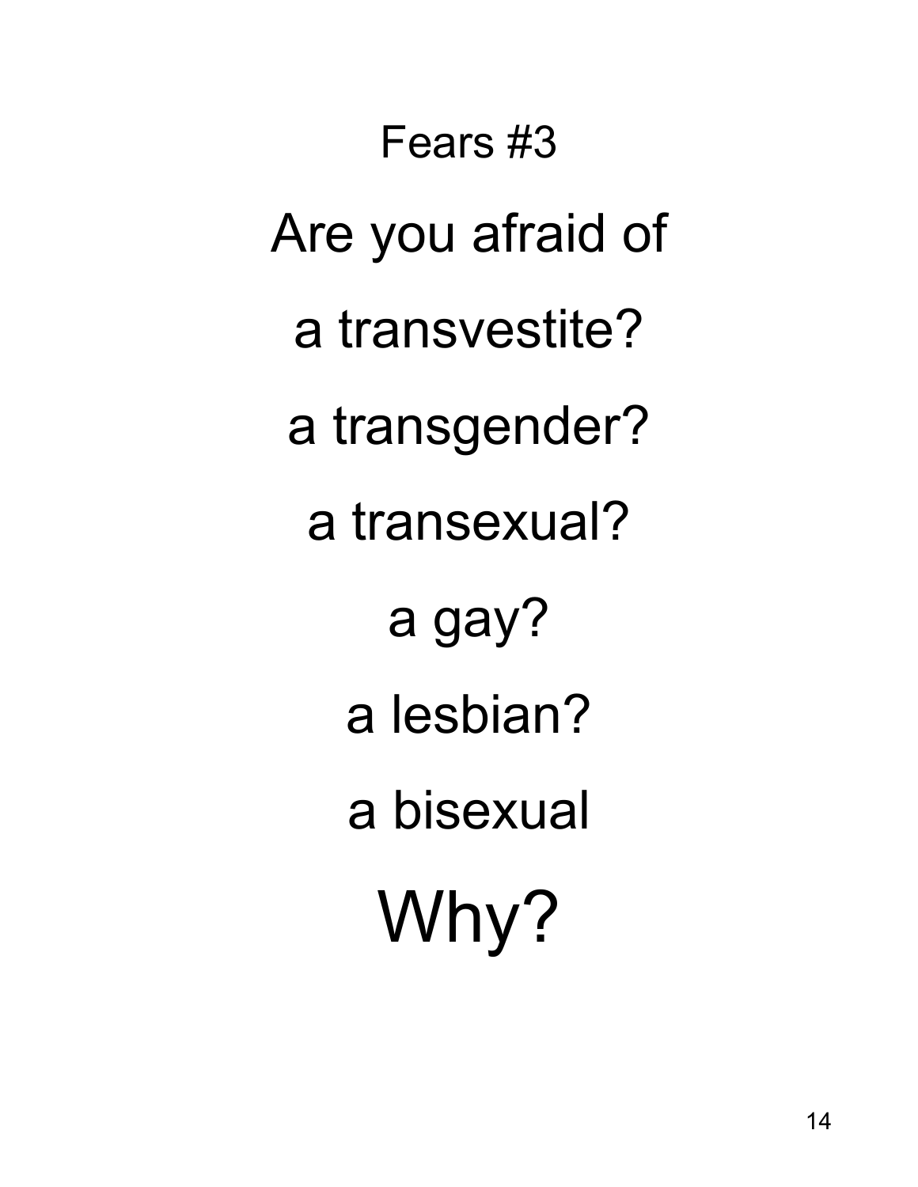Fears #3

Are you afraid of

a transvestite?

a transgender?

a transexual?

a gay?

a lesbian?

a bisexual

Why?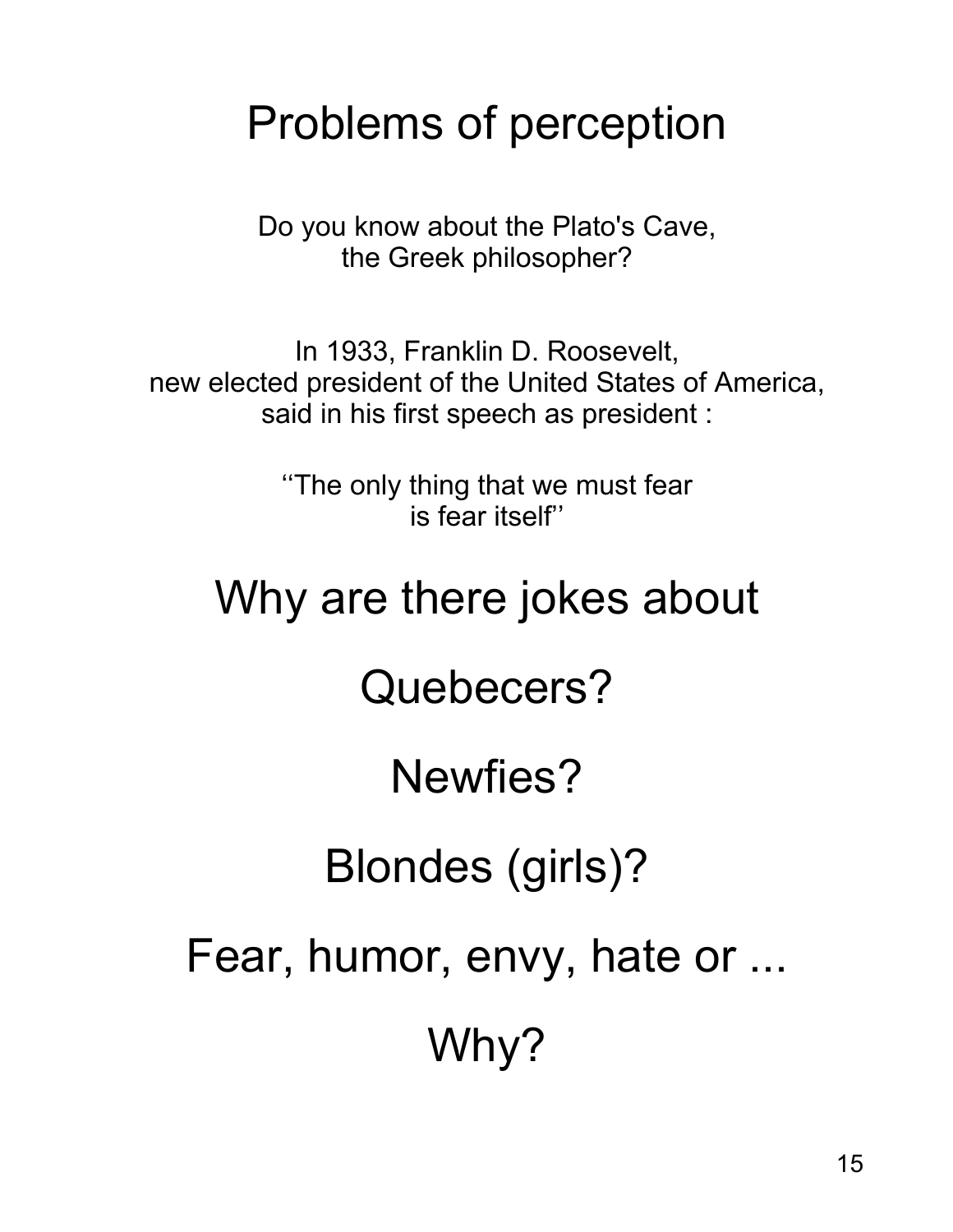# Problems of perception

Do you know about the Plato's Cave,
the Greek philosopher?

In 1933, Franklin D. Roosevelt,
new elected president of the United States of America,
said in his first speech as president :

‘‘The only thing that we must fear
is fear itself’’

## Why are there jokes about

## Quebecers?

## Newfies?

## Blondes (girls)?

## Fear, humor, envy, hate or ...

## Why?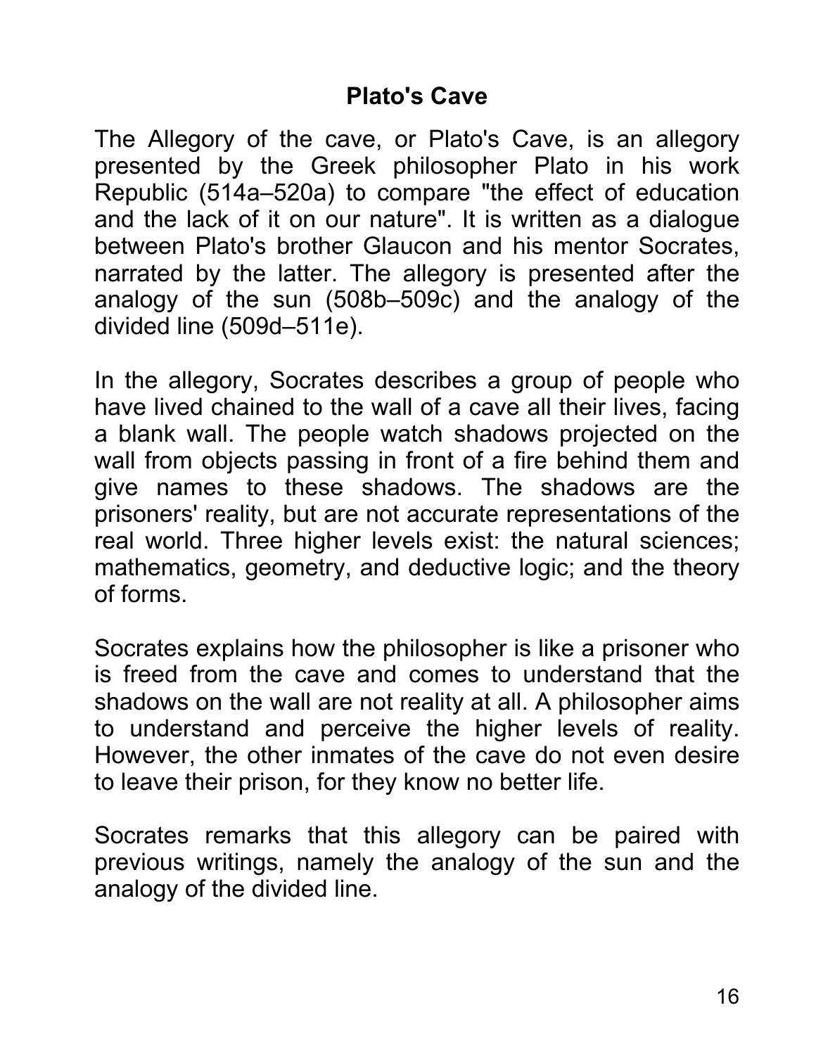## Plato's Cave

The Allegory of the cave, or Plato's Cave, is an allegory presented by the Greek philosopher Plato in his work Republic (514a–520a) to compare "the effect of education and the lack of it on our nature". It is written as a dialogue between Plato's brother Glaucon and his mentor Socrates, narrated by the latter. The allegory is presented after the analogy of the sun (508b–509c) and the analogy of the divided line (509d–511e).

In the allegory, Socrates describes a group of people who have lived chained to the wall of a cave all their lives, facing a blank wall. The people watch shadows projected on the wall from objects passing in front of a fire behind them and give names to these shadows. The shadows are the prisoners' reality, but are not accurate representations of the real world. Three higher levels exist: the natural sciences; mathematics, geometry, and deductive logic; and the theory of forms.

Socrates explains how the philosopher is like a prisoner who is freed from the cave and comes to understand that the shadows on the wall are not reality at all. A philosopher aims to understand and perceive the higher levels of reality. However, the other inmates of the cave do not even desire to leave their prison, for they know no better life.

Socrates remarks that this allegory can be paired with previous writings, namely the analogy of the sun and the analogy of the divided line.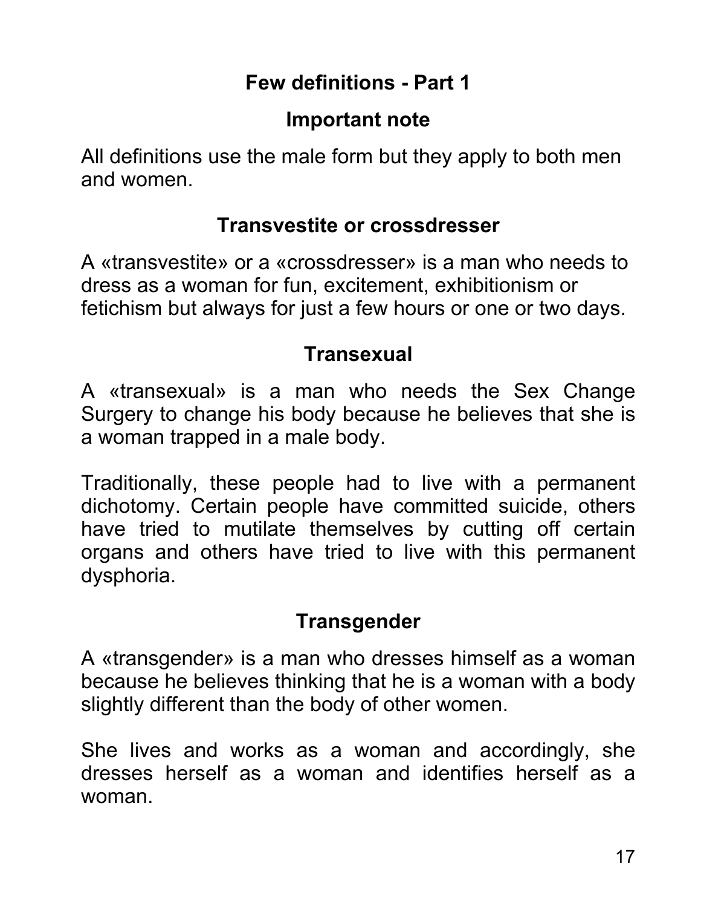## Few definitions - Part 1

### Important note

All definitions use the male form but they apply to both men and women.

### Transvestite or crossdresser

A «transvestite» or a «crossdresser» is a man who needs to dress as a woman for fun, excitement, exhibitionism or fetichism but always for just a few hours or one or two days.

### Transexual

A «transexual» is a man who needs the Sex Change Surgery to change his body because he believes that she is a woman trapped in a male body.

Traditionally, these people had to live with a permanent dichotomy. Certain people have committed suicide, others have tried to mutilate themselves by cutting off certain organs and others have tried to live with this permanent dysphoria.

### Transgender

A «transgender» is a man who dresses himself as a woman because he believes thinking that he is a woman with a body slightly different than the body of other women.

She lives and works as a woman and accordingly, she dresses herself as a woman and identifies herself as a woman.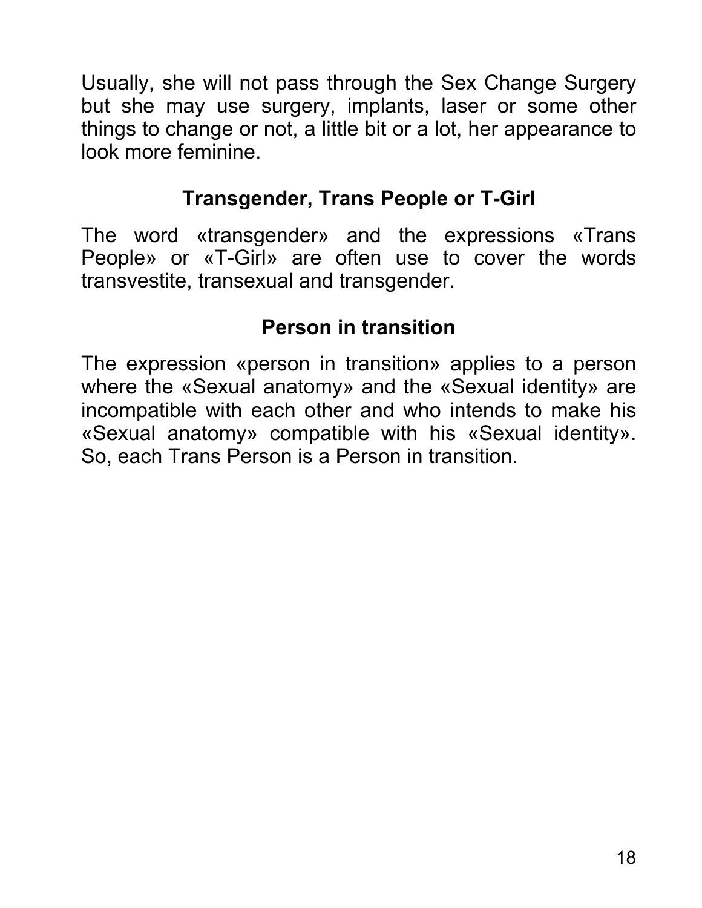Usually, she will not pass through the Sex Change Surgery but she may use surgery, implants, laser or some other things to change or not, a little bit or a lot, her appearance to look more feminine.

## Transgender, Trans People or T-Girl

The word «transgender» and the expressions «Trans People» or «T-Girl» are often use to cover the words transvestite, transexual and transgender.

## Person in transition

The expression «person in transition» applies to a person where the «Sexual anatomy» and the «Sexual identity» are incompatible with each other and who intends to make his «Sexual anatomy» compatible with his «Sexual identity». So, each Trans Person is a Person in transition.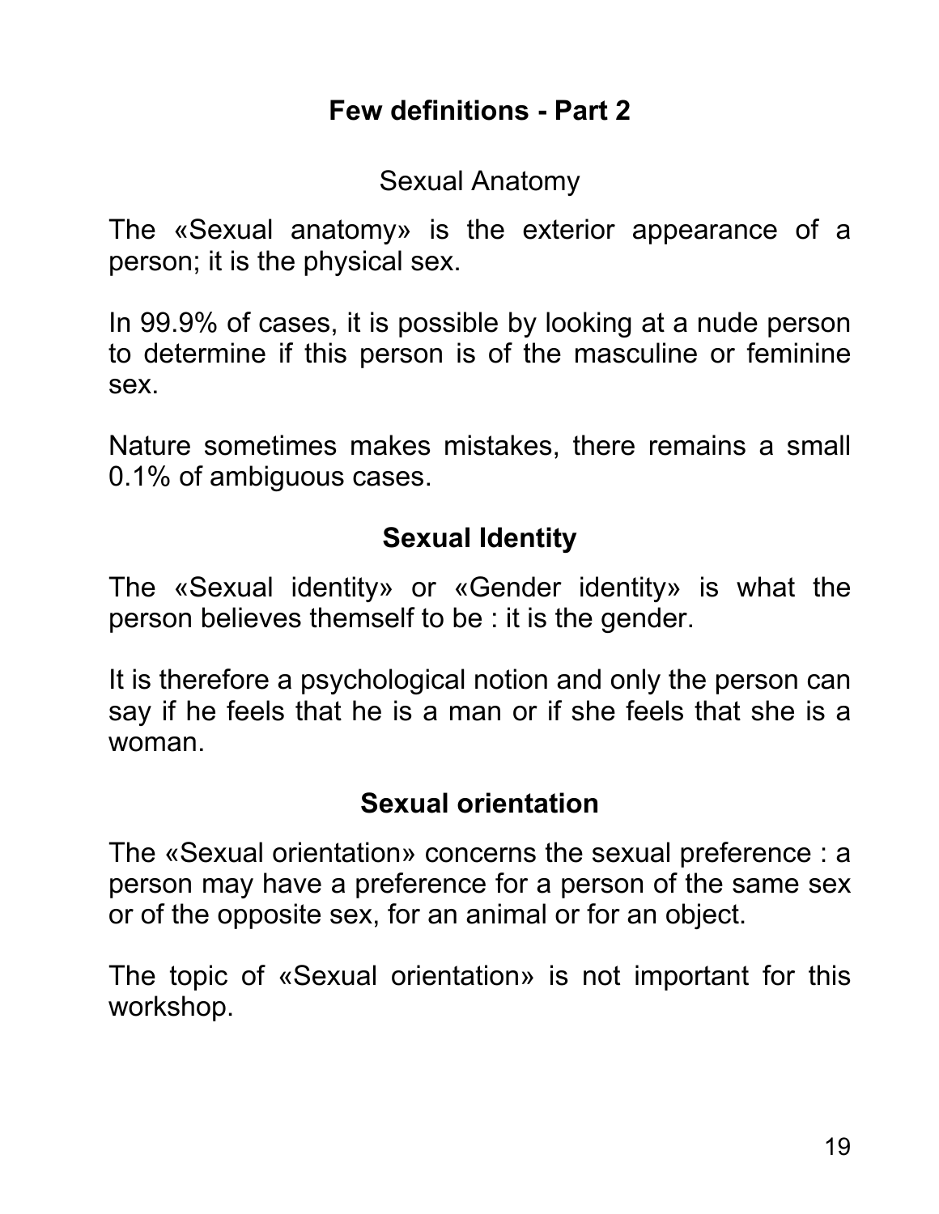## Few definitions - Part 2

### Sexual Anatomy

The «Sexual anatomy» is the exterior appearance of a person; it is the physical sex.

In 99.9% of cases, it is possible by looking at a nude person to determine if this person is of the masculine or feminine sex.

Nature sometimes makes mistakes, there remains a small 0.1% of ambiguous cases.

### Sexual Identity

The «Sexual identity» or «Gender identity» is what the person believes themself to be : it is the gender.

It is therefore a psychological notion and only the person can say if he feels that he is a man or if she feels that she is a woman.

### Sexual orientation

The «Sexual orientation» concerns the sexual preference : a person may have a preference for a person of the same sex or of the opposite sex, for an animal or for an object.

The topic of «Sexual orientation» is not important for this workshop.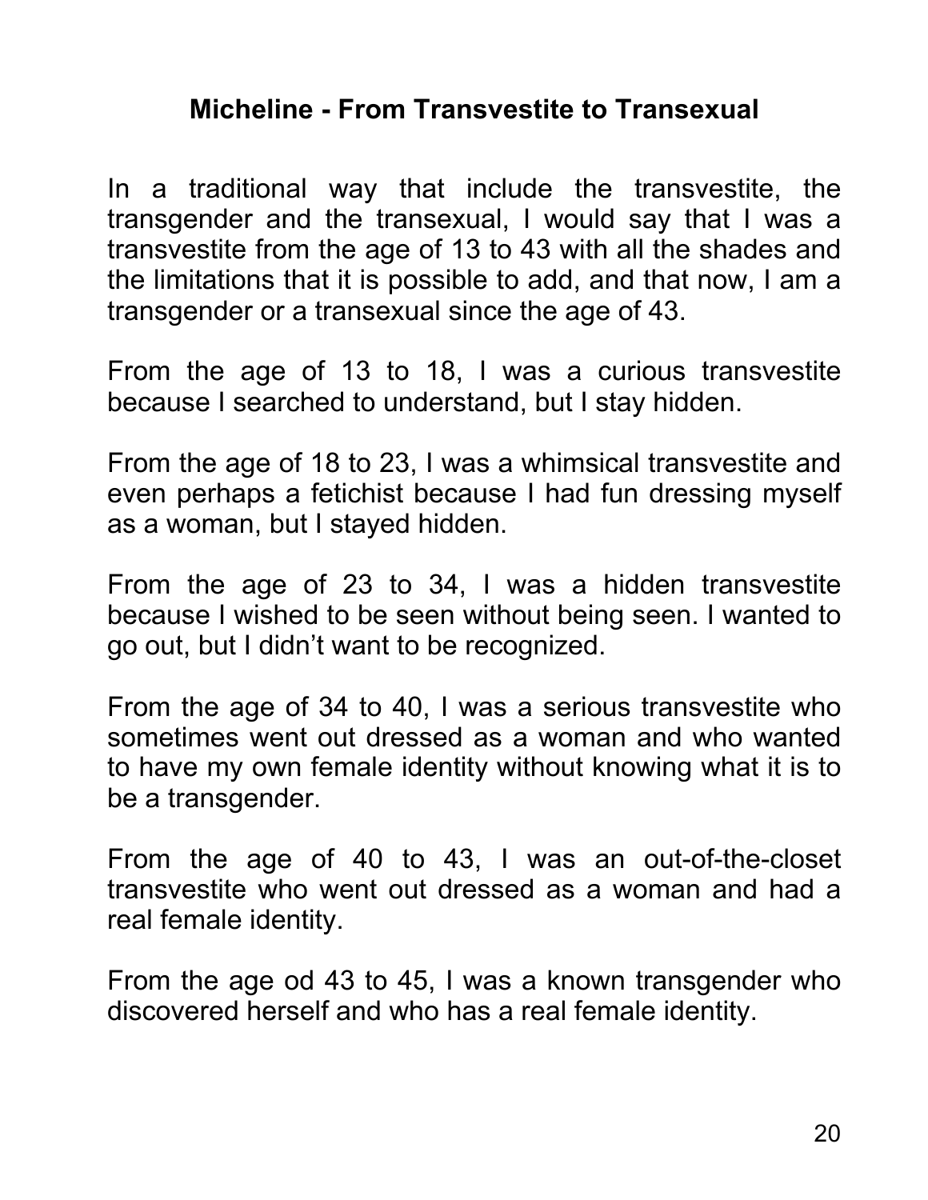## Micheline - From Transvestite to Transexual

In a traditional way that include the transvestite, the transgender and the transexual, I would say that I was a transvestite from the age of 13 to 43 with all the shades and the limitations that it is possible to add, and that now, I am a transgender or a transexual since the age of 43.

From the age of 13 to 18, I was a curious transvestite because I searched to understand, but I stay hidden.

From the age of 18 to 23, I was a whimsical transvestite and even perhaps a fetichist because I had fun dressing myself as a woman, but I stayed hidden.

From the age of 23 to 34, I was a hidden transvestite because I wished to be seen without being seen. I wanted to go out, but I didn't want to be recognized.

From the age of 34 to 40, I was a serious transvestite who sometimes went out dressed as a woman and who wanted to have my own female identity without knowing what it is to be a transgender.

From the age of 40 to 43, I was an out-of-the-closet transvestite who went out dressed as a woman and had a real female identity.

From the age od 43 to 45, I was a known transgender who discovered herself and who has a real female identity.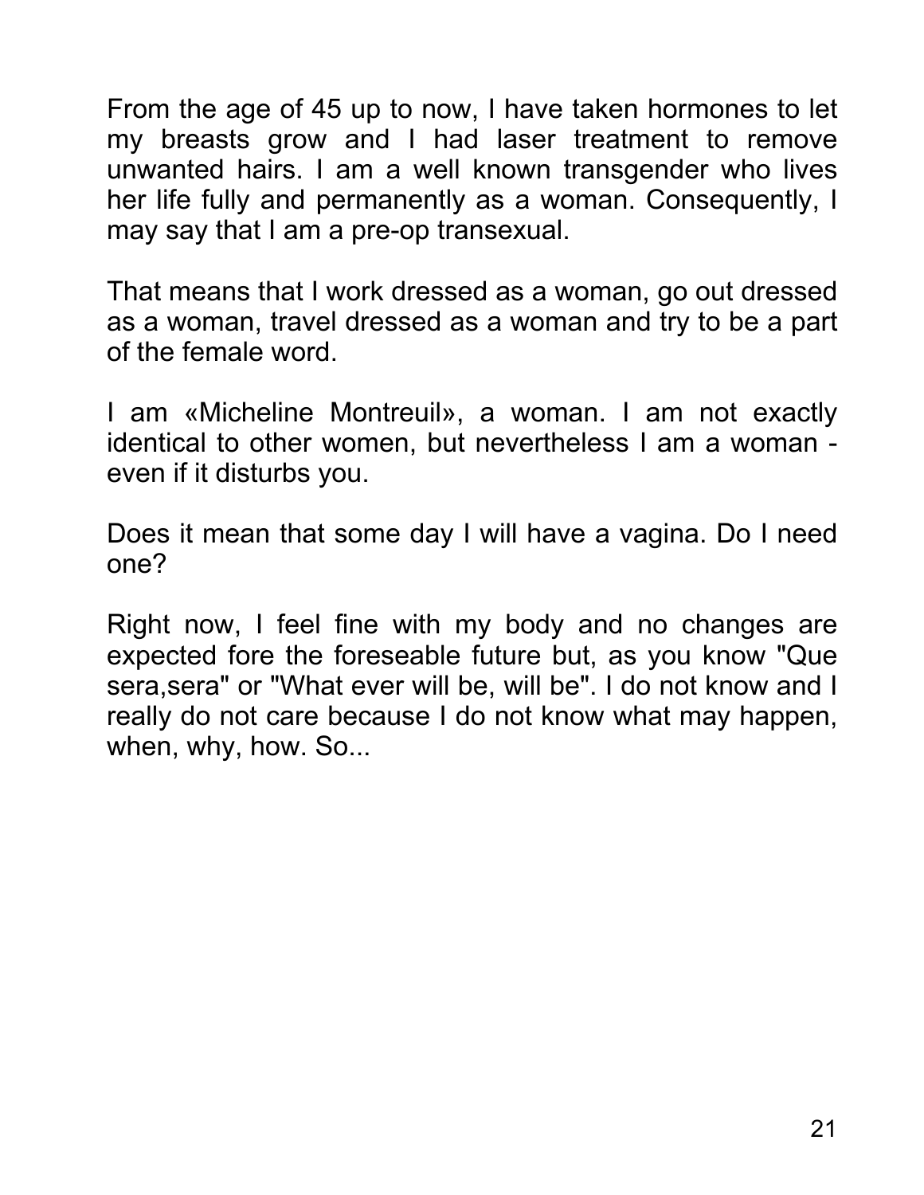From the age of 45 up to now, I have taken hormones to let my breasts grow and I had laser treatment to remove unwanted hairs. I am a well known transgender who lives her life fully and permanently as a woman. Consequently, I may say that I am a pre-op transexual.

That means that I work dressed as a woman, go out dressed as a woman, travel dressed as a woman and try to be a part of the female word.

I am «Micheline Montreuil», a woman. I am not exactly identical to other women, but nevertheless I am a woman - even if it disturbs you.

Does it mean that some day I will have a vagina. Do I need one?

Right now, I feel fine with my body and no changes are expected fore the foreseable future but, as you know "Que sera,sera" or "What ever will be, will be". I do not know and I really do not care because I do not know what may happen, when, why, how. So...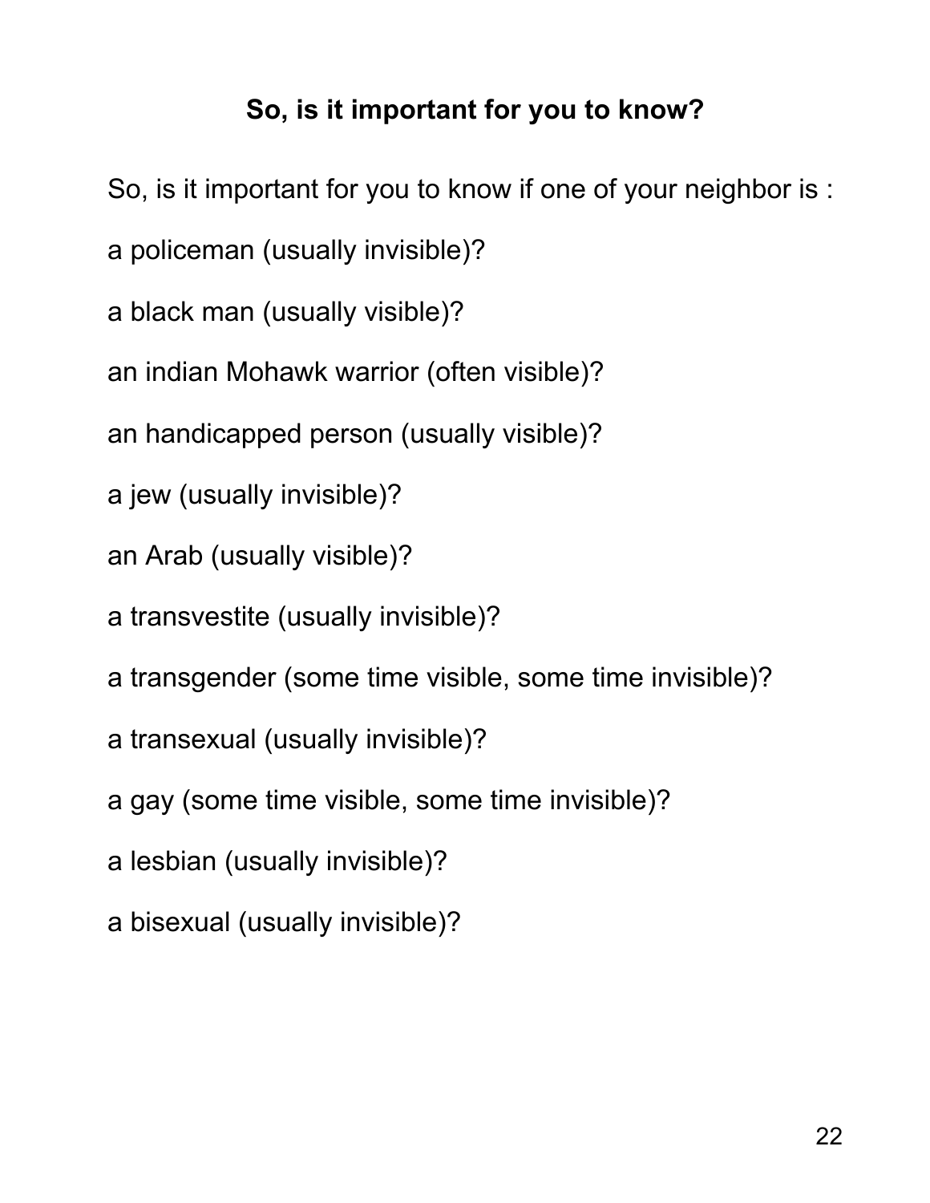## So, is it important for you to know?

So, is it important for you to know if one of your neighbor is :

a policeman (usually invisible)?

a black man (usually visible)?

an indian Mohawk warrior (often visible)?

an handicapped person (usually visible)?

a jew (usually invisible)?

an Arab (usually visible)?

a transvestite (usually invisible)?

a transgender (some time visible, some time invisible)?

a transexual (usually invisible)?

a gay (some time visible, some time invisible)?

a lesbian (usually invisible)?

a bisexual (usually invisible)?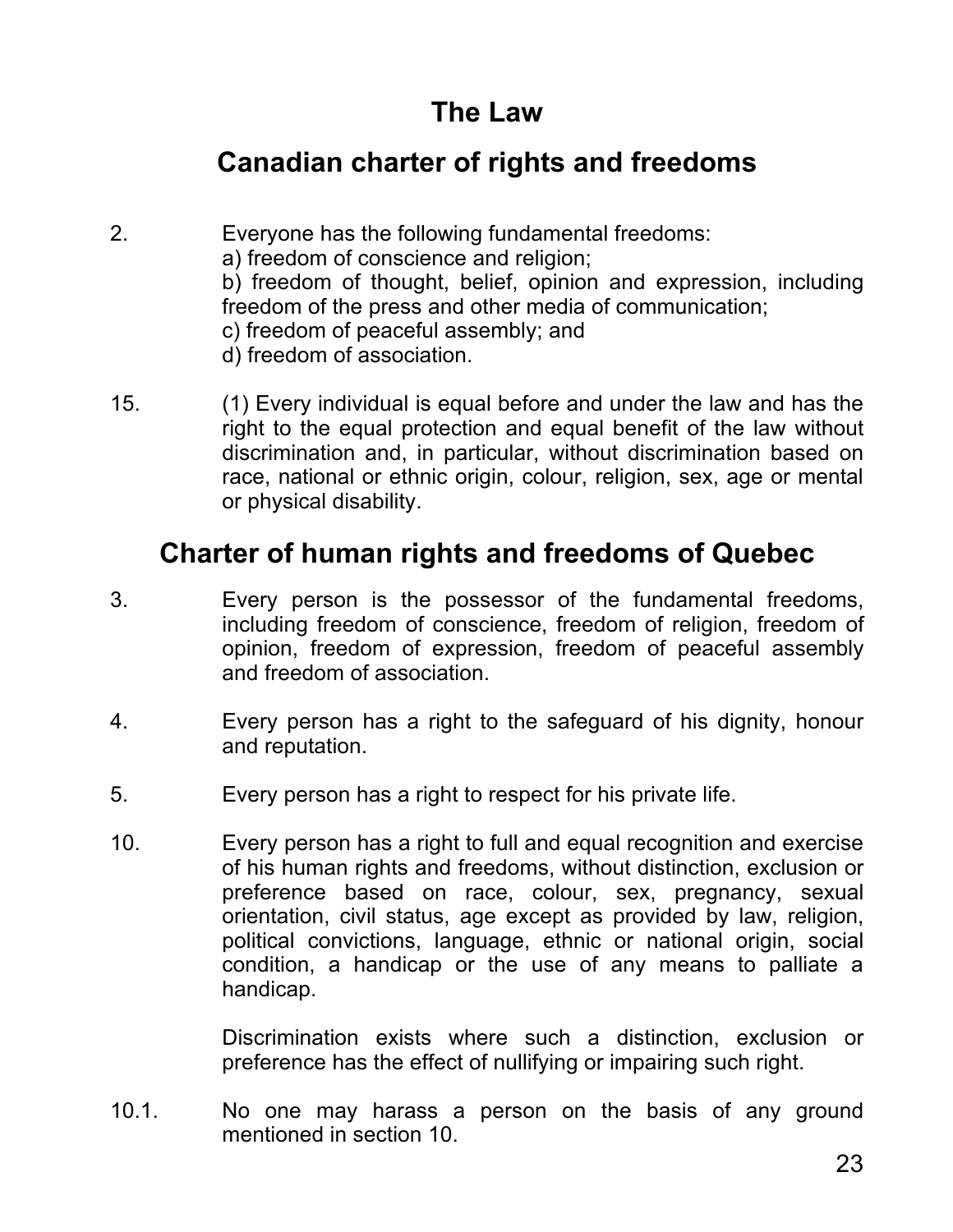# The Law

## Canadian charter of rights and freedoms

2. Everyone has the following fundamental freedoms:
   a) freedom of conscience and religion;
   b) freedom of thought, belief, opinion and expression, including freedom of the press and other media of communication;
   c) freedom of peaceful assembly; and
   d) freedom of association.

15. (1) Every individual is equal before and under the law and has the right to the equal protection and equal benefit of the law without discrimination and, in particular, without discrimination based on race, national or ethnic origin, colour, religion, sex, age or mental or physical disability.

## Charter of human rights and freedoms of Quebec

3. Every person is the possessor of the fundamental freedoms, including freedom of conscience, freedom of religion, freedom of opinion, freedom of expression, freedom of peaceful assembly and freedom of association.

4. Every person has a right to the safeguard of his dignity, honour and reputation.

5. Every person has a right to respect for his private life.

10. Every person has a right to full and equal recognition and exercise of his human rights and freedoms, without distinction, exclusion or preference based on race, colour, sex, pregnancy, sexual orientation, civil status, age except as provided by law, religion, political convictions, language, ethnic or national origin, social condition, a handicap or the use of any means to palliate a handicap.

    Discrimination exists where such a distinction, exclusion or preference has the effect of nullifying or impairing such right.

10.1. No one may harass a person on the basis of any ground mentioned in section 10.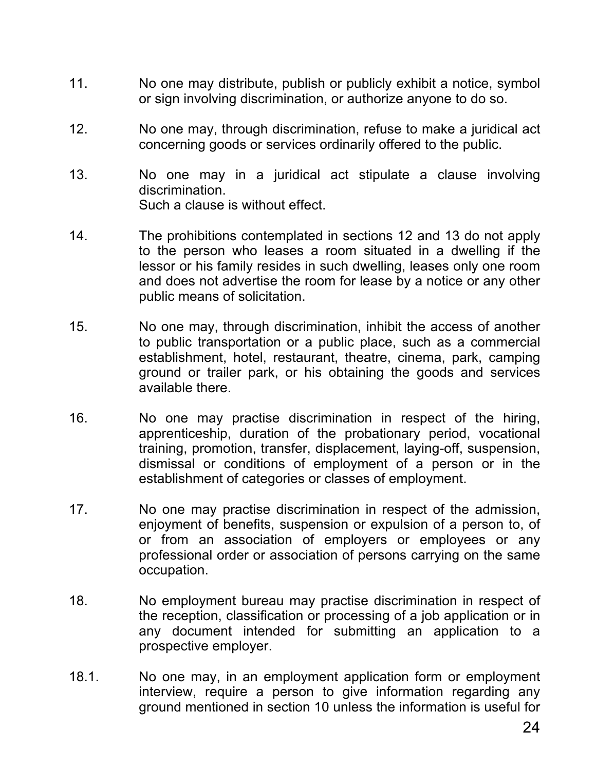11. No one may distribute, publish or publicly exhibit a notice, symbol or sign involving discrimination, or authorize anyone to do so.

12. No one may, through discrimination, refuse to make a juridical act concerning goods or services ordinarily offered to the public.

13. No one may in a juridical act stipulate a clause involving discrimination.
Such a clause is without effect.

14. The prohibitions contemplated in sections 12 and 13 do not apply to the person who leases a room situated in a dwelling if the lessor or his family resides in such dwelling, leases only one room and does not advertise the room for lease by a notice or any other public means of solicitation.

15. No one may, through discrimination, inhibit the access of another to public transportation or a public place, such as a commercial establishment, hotel, restaurant, theatre, cinema, park, camping ground or trailer park, or his obtaining the goods and services available there.

16. No one may practise discrimination in respect of the hiring, apprenticeship, duration of the probationary period, vocational training, promotion, transfer, displacement, laying-off, suspension, dismissal or conditions of employment of a person or in the establishment of categories or classes of employment.

17. No one may practise discrimination in respect of the admission, enjoyment of benefits, suspension or expulsion of a person to, of or from an association of employers or employees or any professional order or association of persons carrying on the same occupation.

18. No employment bureau may practise discrimination in respect of the reception, classification or processing of a job application or in any document intended for submitting an application to a prospective employer.

18.1. No one may, in an employment application form or employment interview, require a person to give information regarding any ground mentioned in section 10 unless the information is useful for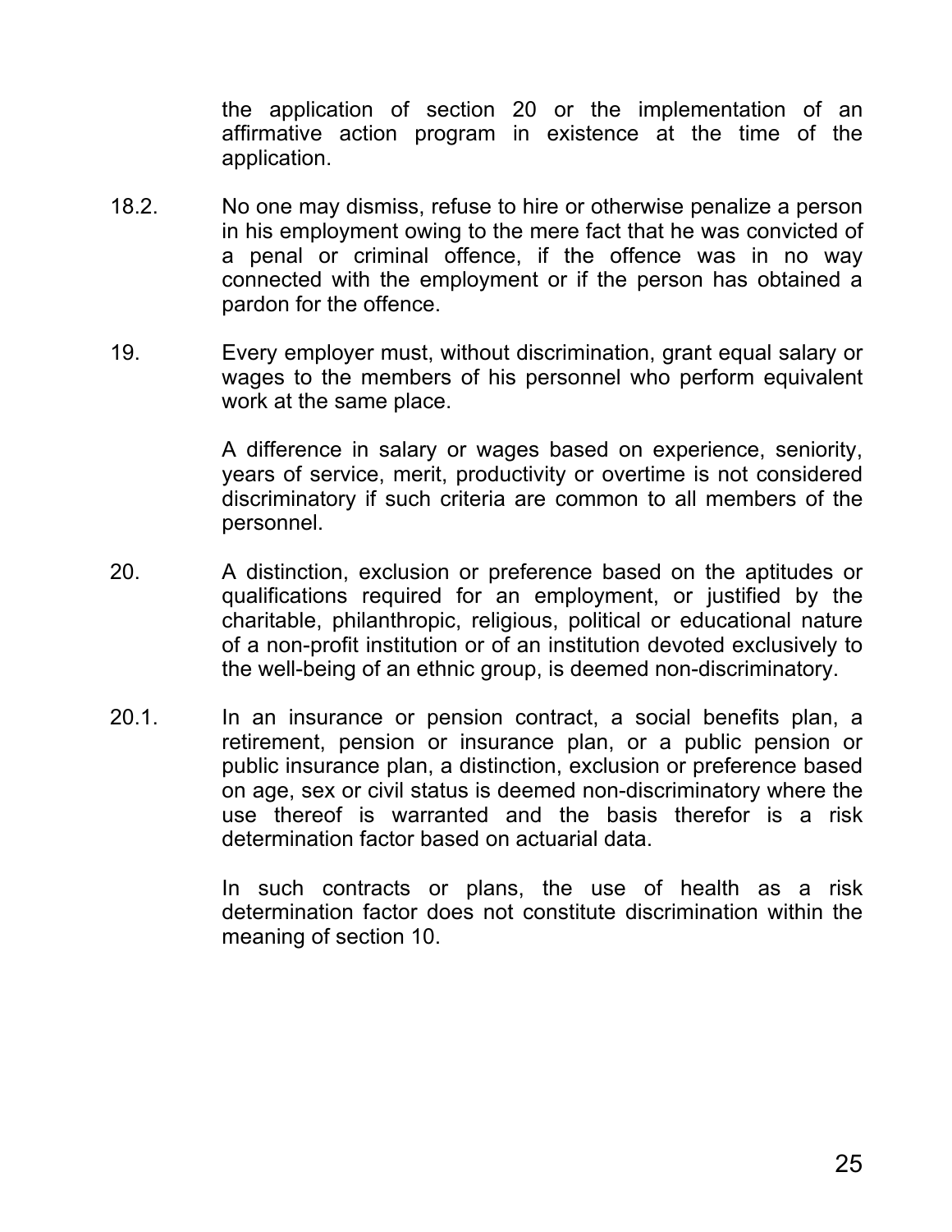the application of section 20 or the implementation of an affirmative action program in existence at the time of the application.

18.2. No one may dismiss, refuse to hire or otherwise penalize a person in his employment owing to the mere fact that he was convicted of a penal or criminal offence, if the offence was in no way connected with the employment or if the person has obtained a pardon for the offence.

19. Every employer must, without discrimination, grant equal salary or wages to the members of his personnel who perform equivalent work at the same place.

A difference in salary or wages based on experience, seniority, years of service, merit, productivity or overtime is not considered discriminatory if such criteria are common to all members of the personnel.

20. A distinction, exclusion or preference based on the aptitudes or qualifications required for an employment, or justified by the charitable, philanthropic, religious, political or educational nature of a non-profit institution or of an institution devoted exclusively to the well-being of an ethnic group, is deemed non-discriminatory.

20.1. In an insurance or pension contract, a social benefits plan, a retirement, pension or insurance plan, or a public pension or public insurance plan, a distinction, exclusion or preference based on age, sex or civil status is deemed non-discriminatory where the use thereof is warranted and the basis therefor is a risk determination factor based on actuarial data.

In such contracts or plans, the use of health as a risk determination factor does not constitute discrimination within the meaning of section 10.